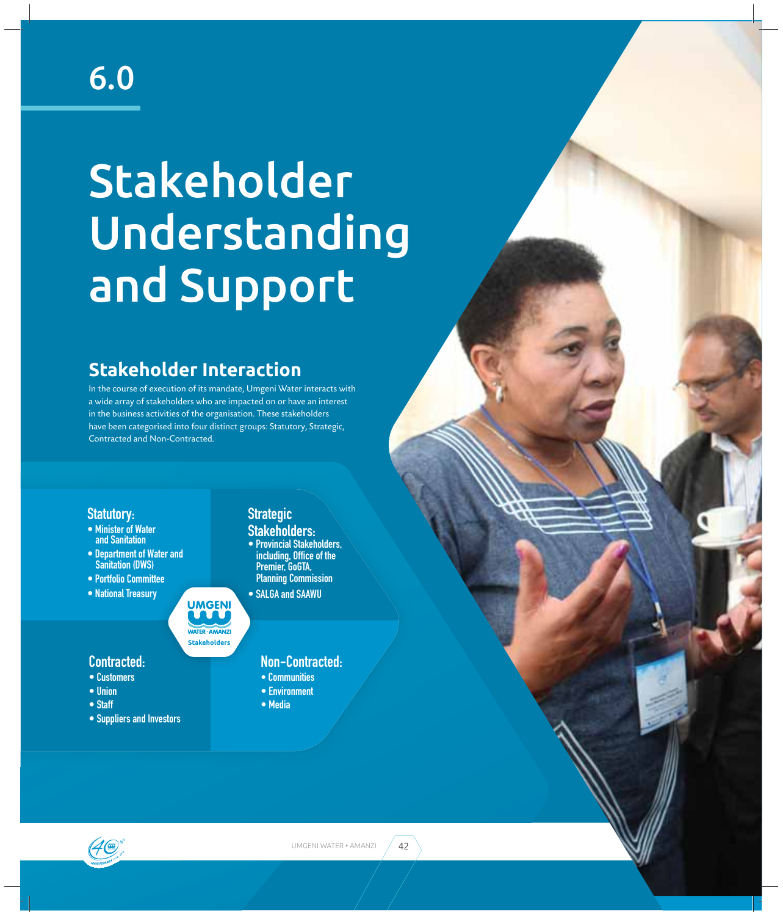# 6.0

# Stakeholder Understanding and Support

## Stakeholder Interaction

In the course of execution of its mandate, Umgeni Water interacts with a wide array of stakeholders who are impacted on or have an interest in the business activities of the organisation. These stakeholders have been categorised into four distinct groups: Statutory, Strategic, Contracted and Non-Contracted.

### Statutory:

- Minister of Water and Sanitation
- Department of Water and Sanitation (DWS)
- Portfolio Committee
- National Treasury

### Strategic Stakeholders:

- Provincial Stakeholders, including, Office of the Premier, GoGTA, Planning Commission
- SALGA and SAAWU

UMGENI WATER • AMANZI Stakeholders

### Contracted:

- Customers
- Union
- Staff
- Suppliers and Investors

### Non-Contracted:

- Communities
- Environment
- Media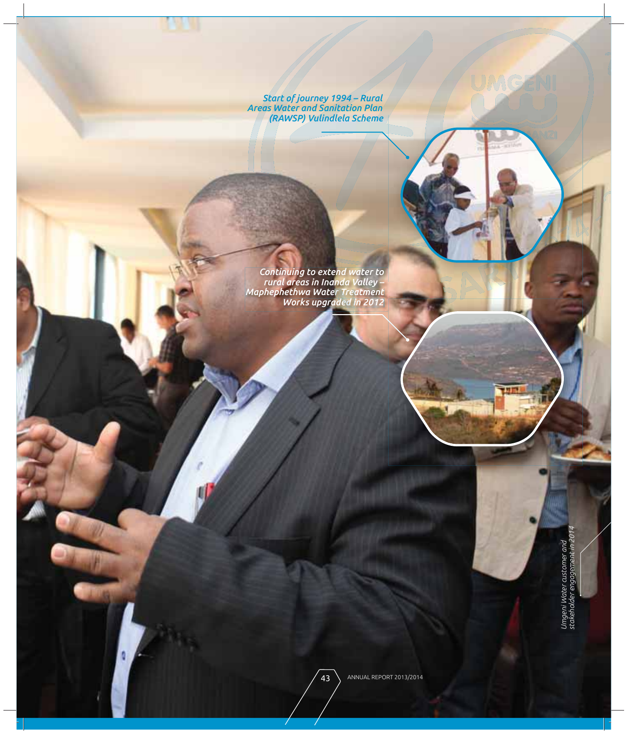*Start of journey 1994 – Rural Areas Water and Sanitation Plan (RAWSP) Vulindlela Scheme*

*Continuing to extend water to rural areas in Inanda Valley – Maphephethwa Water Treatment Works upgraded in 2012*

*Umgeni Water customer and stakeholder engagement in 2014*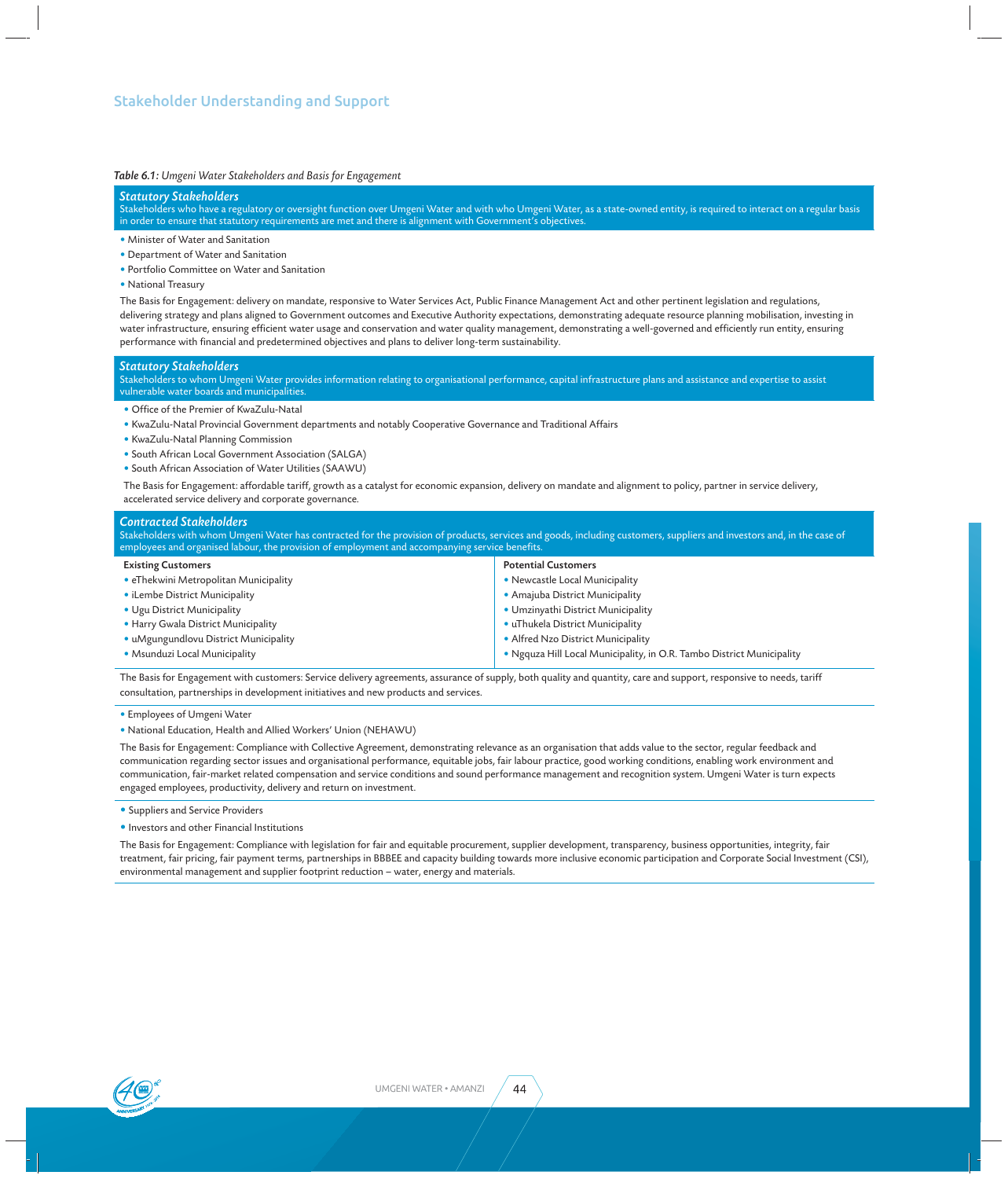## Stakeholder Understanding and Support

***Table 6.1:*** *Umgeni Water Stakeholders and Basis for Engagement*

### *Statutory Stakeholders*

Stakeholders who have a regulatory or oversight function over Umgeni Water and with who Umgeni Water, as a state-owned entity, is required to interact on a regular basis in order to ensure that statutory requirements are met and there is alignment with Government's objectives.

- Minister of Water and Sanitation
- Department of Water and Sanitation
- Portfolio Committee on Water and Sanitation
- National Treasury

The Basis for Engagement: delivery on mandate, responsive to Water Services Act, Public Finance Management Act and other pertinent legislation and regulations, delivering strategy and plans aligned to Government outcomes and Executive Authority expectations, demonstrating adequate resource planning mobilisation, investing in water infrastructure, ensuring efficient water usage and conservation and water quality management, demonstrating a well-governed and efficiently run entity, ensuring performance with financial and predetermined objectives and plans to deliver long-term sustainability.

### *Statutory Stakeholders*

Stakeholders to whom Umgeni Water provides information relating to organisational performance, capital infrastructure plans and assistance and expertise to assist vulnerable water boards and municipalities.

- Office of the Premier of KwaZulu-Natal
- KwaZulu-Natal Provincial Government departments and notably Cooperative Governance and Traditional Affairs
- KwaZulu-Natal Planning Commission
- South African Local Government Association (SALGA)
- South African Association of Water Utilities (SAAWU)

The Basis for Engagement: affordable tariff, growth as a catalyst for economic expansion, delivery on mandate and alignment to policy, partner in service delivery, accelerated service delivery and corporate governance.

### *Contracted Stakeholders*

Stakeholders with whom Umgeni Water has contracted for the provision of products, services and goods, including customers, suppliers and investors and, in the case of employees and organised labour, the provision of employment and accompanying service benefits.

| Existing Customers | Potential Customers |
|---|---|
| • eThekwini Metropolitan Municipality | • Newcastle Local Municipality |
| • iLembe District Municipality | • Amajuba District Municipality |
| • Ugu District Municipality | • Umzinyathi District Municipality |
| • Harry Gwala District Municipality | • uThukela District Municipality |
| • uMgungundlovu District Municipality | • Alfred Nzo District Municipality |
| • Msunduzi Local Municipality | • Ngquza Hill Local Municipality, in O.R. Tambo District Municipality |

The Basis for Engagement with customers: Service delivery agreements, assurance of supply, both quality and quantity, care and support, responsive to needs, tariff consultation, partnerships in development initiatives and new products and services.

- Employees of Umgeni Water
- National Education, Health and Allied Workers' Union (NEHAWU)

The Basis for Engagement: Compliance with Collective Agreement, demonstrating relevance as an organisation that adds value to the sector, regular feedback and communication regarding sector issues and organisational performance, equitable jobs, fair labour practice, good working conditions, enabling work environment and communication, fair-market related compensation and service conditions and sound performance management and recognition system. Umgeni Water is turn expects engaged employees, productivity, delivery and return on investment.

- Suppliers and Service Providers
- Investors and other Financial Institutions

The Basis for Engagement: Compliance with legislation for fair and equitable procurement, supplier development, transparency, business opportunities, integrity, fair treatment, fair pricing, fair payment terms, partnerships in BBBEE and capacity building towards more inclusive economic participation and Corporate Social Investment (CSI), environmental management and supplier footprint reduction – water, energy and materials.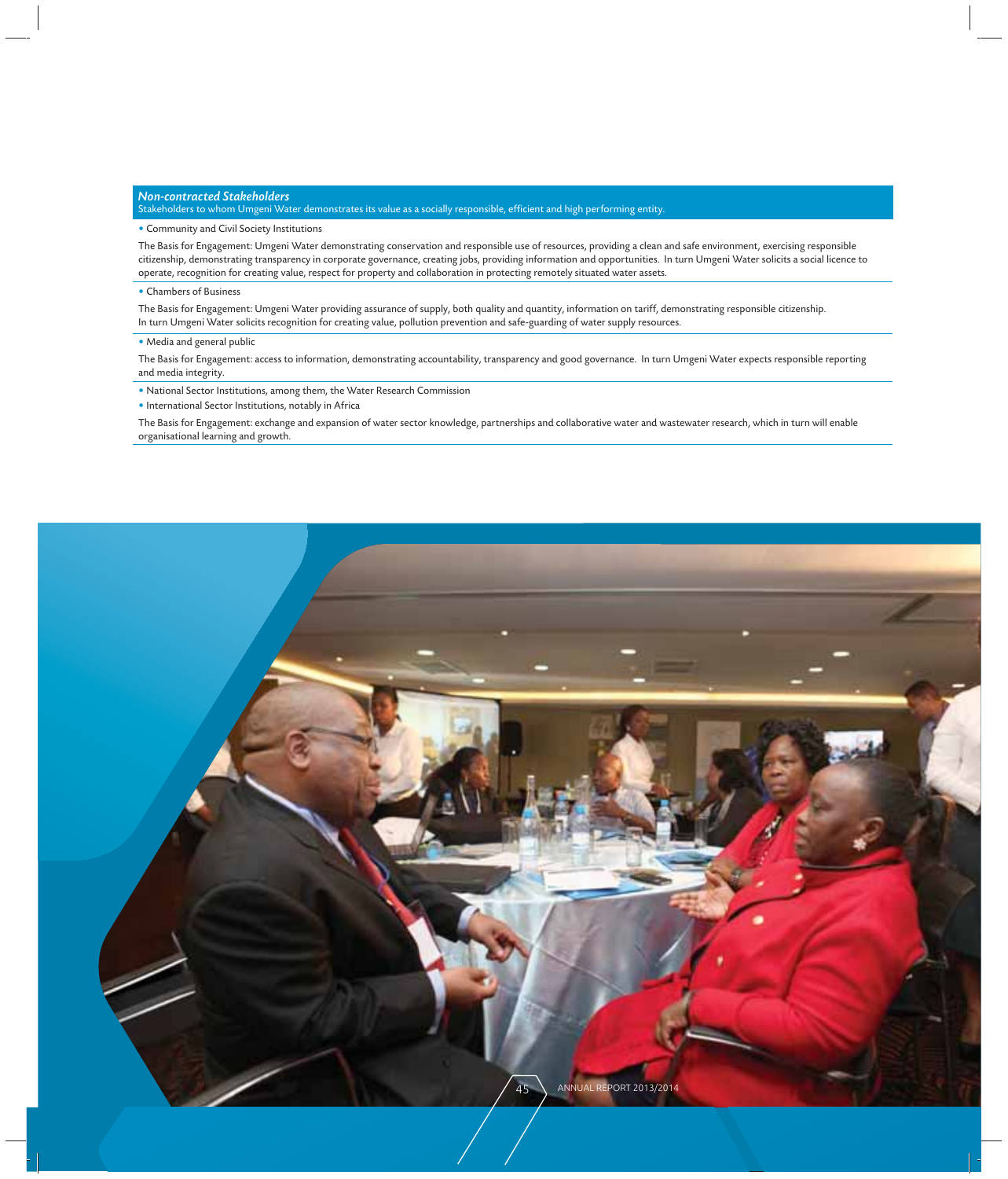***Non-contracted Stakeholders***

Stakeholders to whom Umgeni Water demonstrates its value as a socially responsible, efficient and high performing entity.

- Community and Civil Society Institutions

The Basis for Engagement: Umgeni Water demonstrating conservation and responsible use of resources, providing a clean and safe environment, exercising responsible citizenship, demonstrating transparency in corporate governance, creating jobs, providing information and opportunities. In turn Umgeni Water solicits a social licence to operate, recognition for creating value, respect for property and collaboration in protecting remotely situated water assets.

- Chambers of Business

The Basis for Engagement: Umgeni Water providing assurance of supply, both quality and quantity, information on tariff, demonstrating responsible citizenship. In turn Umgeni Water solicits recognition for creating value, pollution prevention and safe-guarding of water supply resources.

- Media and general public

The Basis for Engagement: access to information, demonstrating accountability, transparency and good governance. In turn Umgeni Water expects responsible reporting and media integrity.

- National Sector Institutions, among them, the Water Research Commission
- International Sector Institutions, notably in Africa

The Basis for Engagement: exchange and expansion of water sector knowledge, partnerships and collaborative water and wastewater research, which in turn will enable organisational learning and growth.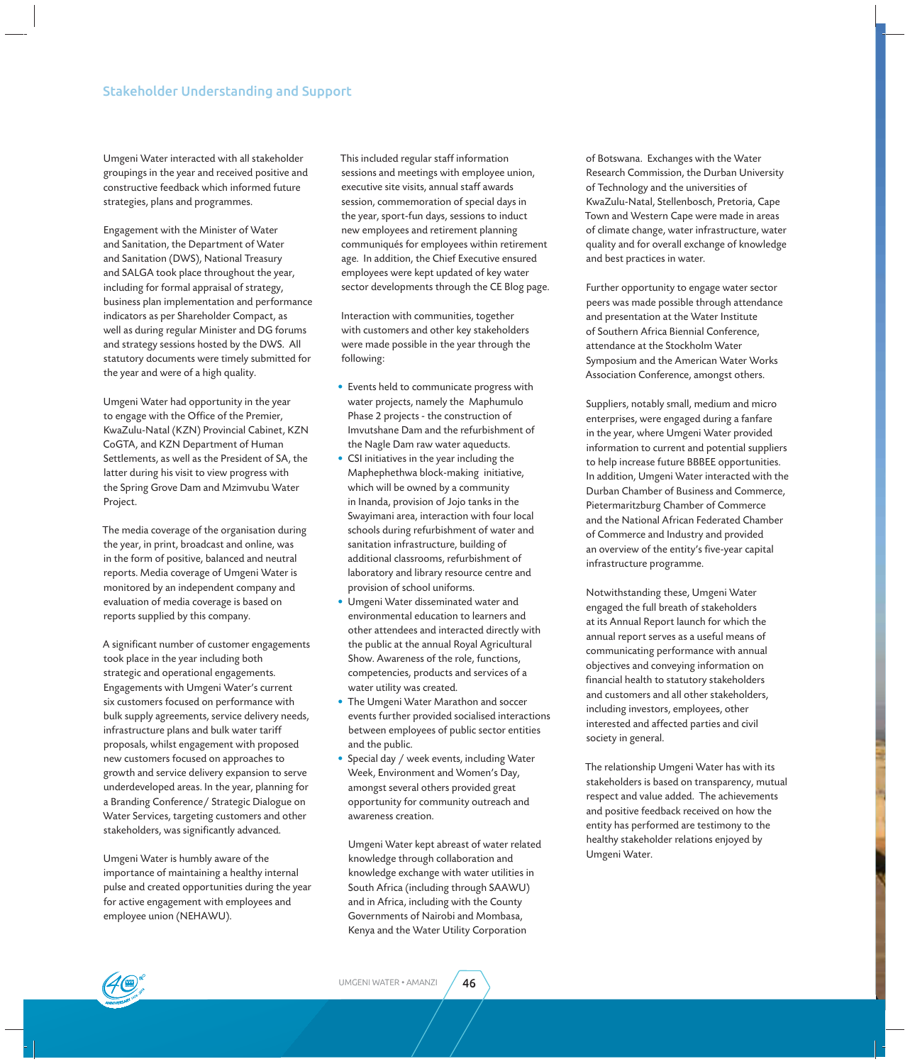## Stakeholder Understanding and Support

Umgeni Water interacted with all stakeholder groupings in the year and received positive and constructive feedback which informed future strategies, plans and programmes.

Engagement with the Minister of Water and Sanitation, the Department of Water and Sanitation (DWS), National Treasury and SALGA took place throughout the year, including for formal appraisal of strategy, business plan implementation and performance indicators as per Shareholder Compact, as well as during regular Minister and DG forums and strategy sessions hosted by the DWS. All statutory documents were timely submitted for the year and were of a high quality.

Umgeni Water had opportunity in the year to engage with the Office of the Premier, KwaZulu-Natal (KZN) Provincial Cabinet, KZN CoGTA, and KZN Department of Human Settlements, as well as the President of SA, the latter during his visit to view progress with the Spring Grove Dam and Mzimvubu Water Project.

The media coverage of the organisation during the year, in print, broadcast and online, was in the form of positive, balanced and neutral reports. Media coverage of Umgeni Water is monitored by an independent company and evaluation of media coverage is based on reports supplied by this company.

A significant number of customer engagements took place in the year including both strategic and operational engagements. Engagements with Umgeni Water's current six customers focused on performance with bulk supply agreements, service delivery needs, infrastructure plans and bulk water tariff proposals, whilst engagement with proposed new customers focused on approaches to growth and service delivery expansion to serve underdeveloped areas. In the year, planning for a Branding Conference/ Strategic Dialogue on Water Services, targeting customers and other stakeholders, was significantly advanced.

Umgeni Water is humbly aware of the importance of maintaining a healthy internal pulse and created opportunities during the year for active engagement with employees and employee union (NEHAWU). This included regular staff information sessions and meetings with employee union, executive site visits, annual staff awards session, commemoration of special days in the year, sport-fun days, sessions to induct new employees and retirement planning communiqués for employees within retirement age. In addition, the Chief Executive ensured employees were kept updated of key water sector developments through the CE Blog page.

Interaction with communities, together with customers and other key stakeholders were made possible in the year through the following:

- Events held to communicate progress with water projects, namely the Maphumulo Phase 2 projects - the construction of Imvutshane Dam and the refurbishment of the Nagle Dam raw water aqueducts.
- CSI initiatives in the year including the Maphephethwa block-making initiative, which will be owned by a community in Inanda, provision of Jojo tanks in the Swayimani area, interaction with four local schools during refurbishment of water and sanitation infrastructure, building of additional classrooms, refurbishment of laboratory and library resource centre and provision of school uniforms.
- Umgeni Water disseminated water and environmental education to learners and other attendees and interacted directly with the public at the annual Royal Agricultural Show. Awareness of the role, functions, competencies, products and services of a water utility was created.
- The Umgeni Water Marathon and soccer events further provided socialised interactions between employees of public sector entities and the public.
- Special day / week events, including Water Week, Environment and Women's Day, amongst several others provided great opportunity for community outreach and awareness creation.

Umgeni Water kept abreast of water related knowledge through collaboration and knowledge exchange with water utilities in South Africa (including through SAAWU) and in Africa, including with the County Governments of Nairobi and Mombasa, Kenya and the Water Utility Corporation of Botswana. Exchanges with the Water Research Commission, the Durban University of Technology and the universities of KwaZulu-Natal, Stellenbosch, Pretoria, Cape Town and Western Cape were made in areas of climate change, water infrastructure, water quality and for overall exchange of knowledge and best practices in water.

Further opportunity to engage water sector peers was made possible through attendance and presentation at the Water Institute of Southern Africa Biennial Conference, attendance at the Stockholm Water Symposium and the American Water Works Association Conference, amongst others.

Suppliers, notably small, medium and micro enterprises, were engaged during a fanfare in the year, where Umgeni Water provided information to current and potential suppliers to help increase future BBBEE opportunities. In addition, Umgeni Water interacted with the Durban Chamber of Business and Commerce, Pietermaritzburg Chamber of Commerce and the National African Federated Chamber of Commerce and Industry and provided an overview of the entity's five-year capital infrastructure programme.

Notwithstanding these, Umgeni Water engaged the full breath of stakeholders at its Annual Report launch for which the annual report serves as a useful means of communicating performance with annual objectives and conveying information on financial health to statutory stakeholders and customers and all other stakeholders, including investors, employees, other interested and affected parties and civil society in general.

The relationship Umgeni Water has with its stakeholders is based on transparency, mutual respect and value added. The achievements and positive feedback received on how the entity has performed are testimony to the healthy stakeholder relations enjoyed by Umgeni Water.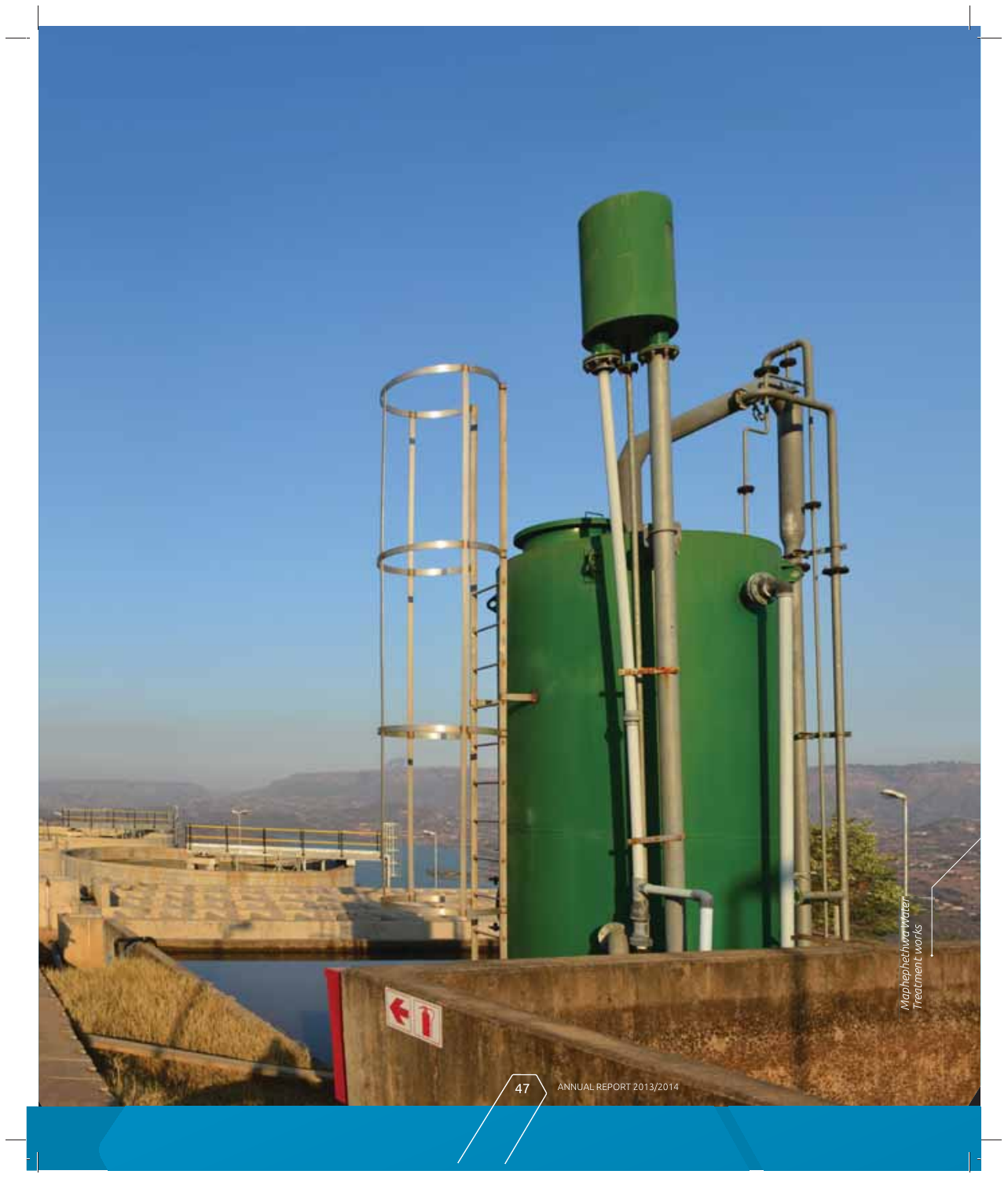*Maphephethwa Water Treatment works*